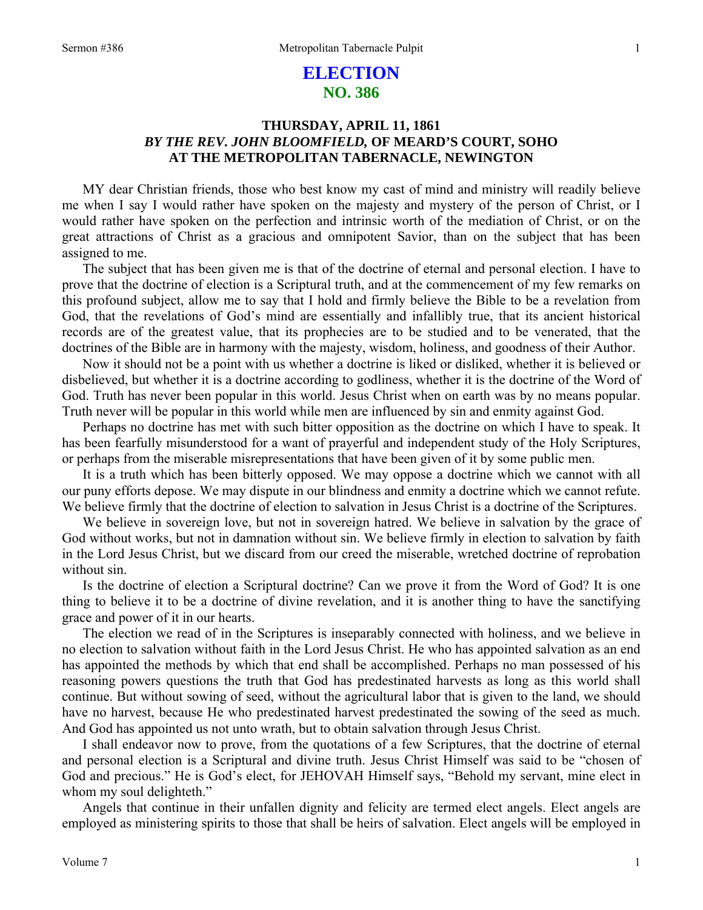# ELECTION
## NO. 386

### THURSDAY, APRIL 11, 1861
### *BY THE REV. JOHN BLOOMFIELD,* OF MEARD'S COURT, SOHO
### AT THE METROPOLITAN TABERNACLE, NEWINGTON

MY dear Christian friends, those who best know my cast of mind and ministry will readily believe me when I say I would rather have spoken on the majesty and mystery of the person of Christ, or I would rather have spoken on the perfection and intrinsic worth of the mediation of Christ, or on the great attractions of Christ as a gracious and omnipotent Savior, than on the subject that has been assigned to me.

The subject that has been given me is that of the doctrine of eternal and personal election. I have to prove that the doctrine of election is a Scriptural truth, and at the commencement of my few remarks on this profound subject, allow me to say that I hold and firmly believe the Bible to be a revelation from God, that the revelations of God's mind are essentially and infallibly true, that its ancient historical records are of the greatest value, that its prophecies are to be studied and to be venerated, that the doctrines of the Bible are in harmony with the majesty, wisdom, holiness, and goodness of their Author.

Now it should not be a point with us whether a doctrine is liked or disliked, whether it is believed or disbelieved, but whether it is a doctrine according to godliness, whether it is the doctrine of the Word of God. Truth has never been popular in this world. Jesus Christ when on earth was by no means popular. Truth never will be popular in this world while men are influenced by sin and enmity against God.

Perhaps no doctrine has met with such bitter opposition as the doctrine on which I have to speak. It has been fearfully misunderstood for a want of prayerful and independent study of the Holy Scriptures, or perhaps from the miserable misrepresentations that have been given of it by some public men.

It is a truth which has been bitterly opposed. We may oppose a doctrine which we cannot with all our puny efforts depose. We may dispute in our blindness and enmity a doctrine which we cannot refute. We believe firmly that the doctrine of election to salvation in Jesus Christ is a doctrine of the Scriptures.

We believe in sovereign love, but not in sovereign hatred. We believe in salvation by the grace of God without works, but not in damnation without sin. We believe firmly in election to salvation by faith in the Lord Jesus Christ, but we discard from our creed the miserable, wretched doctrine of reprobation without sin.

Is the doctrine of election a Scriptural doctrine? Can we prove it from the Word of God? It is one thing to believe it to be a doctrine of divine revelation, and it is another thing to have the sanctifying grace and power of it in our hearts.

The election we read of in the Scriptures is inseparably connected with holiness, and we believe in no election to salvation without faith in the Lord Jesus Christ. He who has appointed salvation as an end has appointed the methods by which that end shall be accomplished. Perhaps no man possessed of his reasoning powers questions the truth that God has predestinated harvests as long as this world shall continue. But without sowing of seed, without the agricultural labor that is given to the land, we should have no harvest, because He who predestinated harvest predestinated the sowing of the seed as much. And God has appointed us not unto wrath, but to obtain salvation through Jesus Christ.

I shall endeavor now to prove, from the quotations of a few Scriptures, that the doctrine of eternal and personal election is a Scriptural and divine truth. Jesus Christ Himself was said to be "chosen of God and precious." He is God's elect, for JEHOVAH Himself says, "Behold my servant, mine elect in whom my soul delighteth."

Angels that continue in their unfallen dignity and felicity are termed elect angels. Elect angels are employed as ministering spirits to those that shall be heirs of salvation. Elect angels will be employed in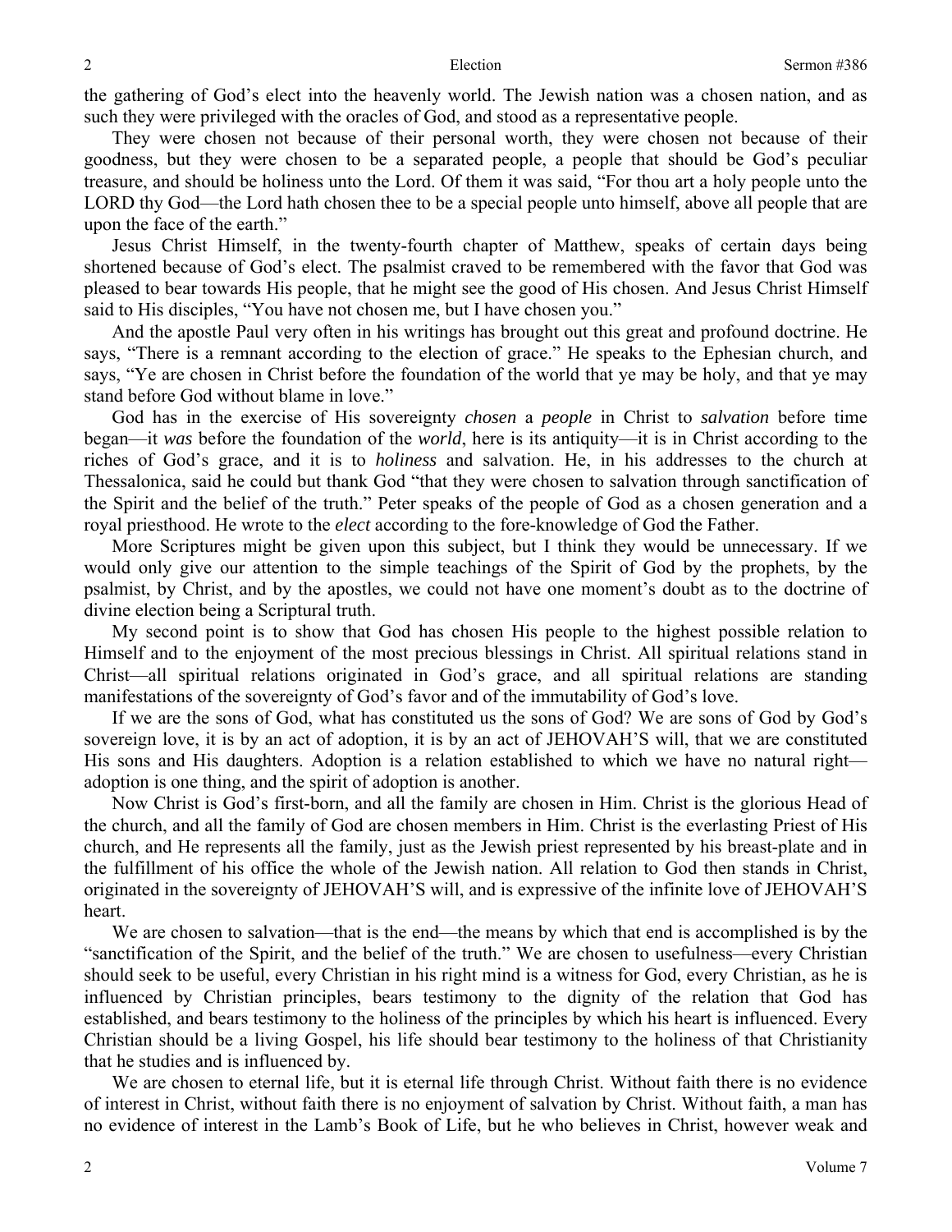the gathering of God's elect into the heavenly world. The Jewish nation was a chosen nation, and as such they were privileged with the oracles of God, and stood as a representative people.

They were chosen not because of their personal worth, they were chosen not because of their goodness, but they were chosen to be a separated people, a people that should be God's peculiar treasure, and should be holiness unto the Lord. Of them it was said, "For thou art a holy people unto the LORD thy God—the Lord hath chosen thee to be a special people unto himself, above all people that are upon the face of the earth."

Jesus Christ Himself, in the twenty-fourth chapter of Matthew, speaks of certain days being shortened because of God's elect. The psalmist craved to be remembered with the favor that God was pleased to bear towards His people, that he might see the good of His chosen. And Jesus Christ Himself said to His disciples, "You have not chosen me, but I have chosen you."

And the apostle Paul very often in his writings has brought out this great and profound doctrine. He says, "There is a remnant according to the election of grace." He speaks to the Ephesian church, and says, "Ye are chosen in Christ before the foundation of the world that ye may be holy, and that ye may stand before God without blame in love."

God has in the exercise of His sovereignty *chosen* a *people* in Christ to *salvation* before time began—it *was* before the foundation of the *world*, here is its antiquity—it is in Christ according to the riches of God's grace, and it is to *holiness* and salvation. He, in his addresses to the church at Thessalonica, said he could but thank God "that they were chosen to salvation through sanctification of the Spirit and the belief of the truth." Peter speaks of the people of God as a chosen generation and a royal priesthood. He wrote to the *elect* according to the fore-knowledge of God the Father.

More Scriptures might be given upon this subject, but I think they would be unnecessary. If we would only give our attention to the simple teachings of the Spirit of God by the prophets, by the psalmist, by Christ, and by the apostles, we could not have one moment's doubt as to the doctrine of divine election being a Scriptural truth.

My second point is to show that God has chosen His people to the highest possible relation to Himself and to the enjoyment of the most precious blessings in Christ. All spiritual relations stand in Christ—all spiritual relations originated in God's grace, and all spiritual relations are standing manifestations of the sovereignty of God's favor and of the immutability of God's love.

If we are the sons of God, what has constituted us the sons of God? We are sons of God by God's sovereign love, it is by an act of adoption, it is by an act of JEHOVAH'S will, that we are constituted His sons and His daughters. Adoption is a relation established to which we have no natural right—adoption is one thing, and the spirit of adoption is another.

Now Christ is God's first-born, and all the family are chosen in Him. Christ is the glorious Head of the church, and all the family of God are chosen members in Him. Christ is the everlasting Priest of His church, and He represents all the family, just as the Jewish priest represented by his breast-plate and in the fulfillment of his office the whole of the Jewish nation. All relation to God then stands in Christ, originated in the sovereignty of JEHOVAH'S will, and is expressive of the infinite love of JEHOVAH'S heart.

We are chosen to salvation—that is the end—the means by which that end is accomplished is by the "sanctification of the Spirit, and the belief of the truth." We are chosen to usefulness—every Christian should seek to be useful, every Christian in his right mind is a witness for God, every Christian, as he is influenced by Christian principles, bears testimony to the dignity of the relation that God has established, and bears testimony to the holiness of the principles by which his heart is influenced. Every Christian should be a living Gospel, his life should bear testimony to the holiness of that Christianity that he studies and is influenced by.

We are chosen to eternal life, but it is eternal life through Christ. Without faith there is no evidence of interest in Christ, without faith there is no enjoyment of salvation by Christ. Without faith, a man has no evidence of interest in the Lamb's Book of Life, but he who believes in Christ, however weak and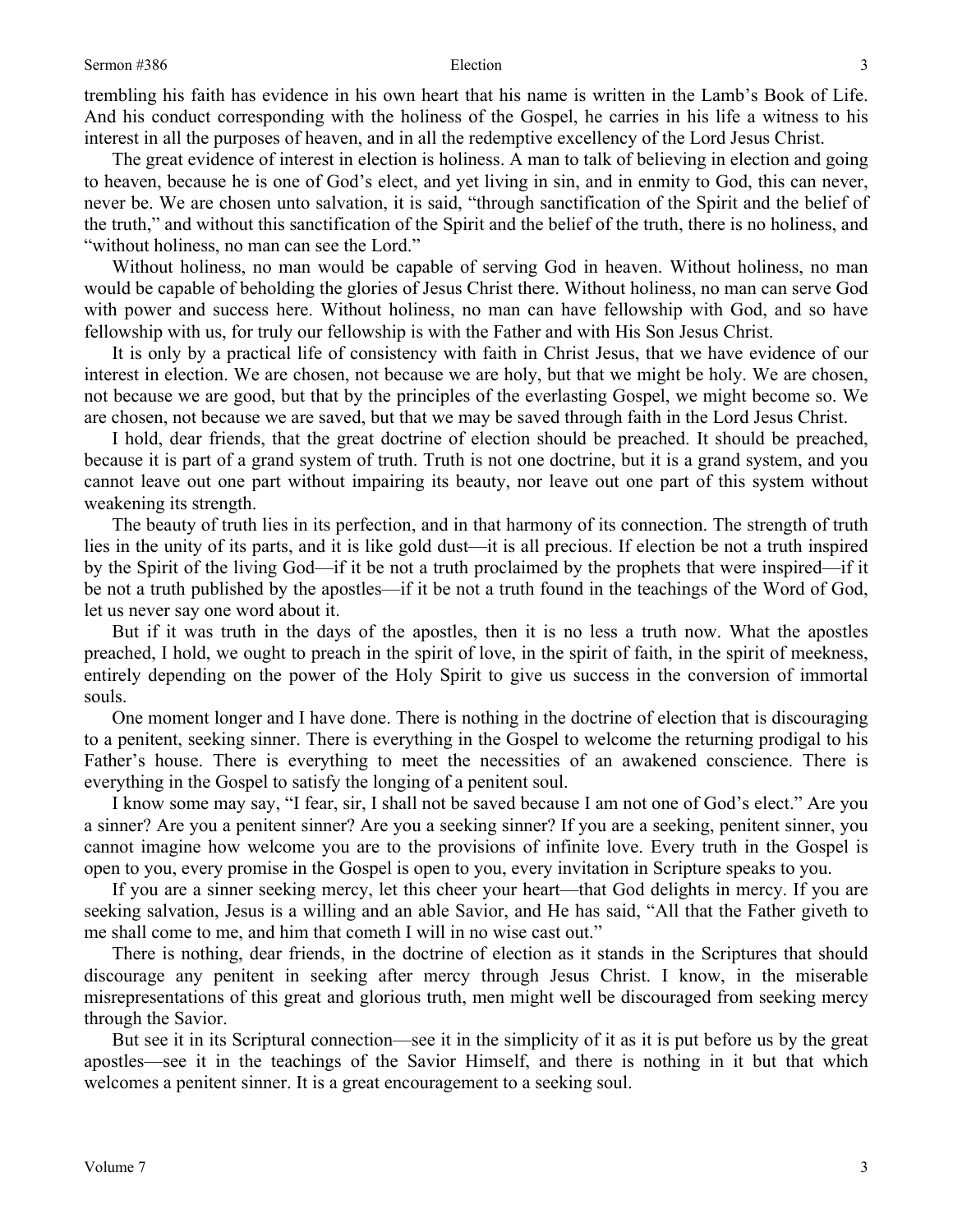trembling his faith has evidence in his own heart that his name is written in the Lamb's Book of Life. And his conduct corresponding with the holiness of the Gospel, he carries in his life a witness to his interest in all the purposes of heaven, and in all the redemptive excellency of the Lord Jesus Christ.

The great evidence of interest in election is holiness. A man to talk of believing in election and going to heaven, because he is one of God's elect, and yet living in sin, and in enmity to God, this can never, never be. We are chosen unto salvation, it is said, "through sanctification of the Spirit and the belief of the truth," and without this sanctification of the Spirit and the belief of the truth, there is no holiness, and "without holiness, no man can see the Lord."

Without holiness, no man would be capable of serving God in heaven. Without holiness, no man would be capable of beholding the glories of Jesus Christ there. Without holiness, no man can serve God with power and success here. Without holiness, no man can have fellowship with God, and so have fellowship with us, for truly our fellowship is with the Father and with His Son Jesus Christ.

It is only by a practical life of consistency with faith in Christ Jesus, that we have evidence of our interest in election. We are chosen, not because we are holy, but that we might be holy. We are chosen, not because we are good, but that by the principles of the everlasting Gospel, we might become so. We are chosen, not because we are saved, but that we may be saved through faith in the Lord Jesus Christ.

I hold, dear friends, that the great doctrine of election should be preached. It should be preached, because it is part of a grand system of truth. Truth is not one doctrine, but it is a grand system, and you cannot leave out one part without impairing its beauty, nor leave out one part of this system without weakening its strength.

The beauty of truth lies in its perfection, and in that harmony of its connection. The strength of truth lies in the unity of its parts, and it is like gold dust—it is all precious. If election be not a truth inspired by the Spirit of the living God—if it be not a truth proclaimed by the prophets that were inspired—if it be not a truth published by the apostles—if it be not a truth found in the teachings of the Word of God, let us never say one word about it.

But if it was truth in the days of the apostles, then it is no less a truth now. What the apostles preached, I hold, we ought to preach in the spirit of love, in the spirit of faith, in the spirit of meekness, entirely depending on the power of the Holy Spirit to give us success in the conversion of immortal souls.

One moment longer and I have done. There is nothing in the doctrine of election that is discouraging to a penitent, seeking sinner. There is everything in the Gospel to welcome the returning prodigal to his Father's house. There is everything to meet the necessities of an awakened conscience. There is everything in the Gospel to satisfy the longing of a penitent soul.

I know some may say, "I fear, sir, I shall not be saved because I am not one of God's elect." Are you a sinner? Are you a penitent sinner? Are you a seeking sinner? If you are a seeking, penitent sinner, you cannot imagine how welcome you are to the provisions of infinite love. Every truth in the Gospel is open to you, every promise in the Gospel is open to you, every invitation in Scripture speaks to you.

If you are a sinner seeking mercy, let this cheer your heart—that God delights in mercy. If you are seeking salvation, Jesus is a willing and an able Savior, and He has said, "All that the Father giveth to me shall come to me, and him that cometh I will in no wise cast out."

There is nothing, dear friends, in the doctrine of election as it stands in the Scriptures that should discourage any penitent in seeking after mercy through Jesus Christ. I know, in the miserable misrepresentations of this great and glorious truth, men might well be discouraged from seeking mercy through the Savior.

But see it in its Scriptural connection—see it in the simplicity of it as it is put before us by the great apostles—see it in the teachings of the Savior Himself, and there is nothing in it but that which welcomes a penitent sinner. It is a great encouragement to a seeking soul.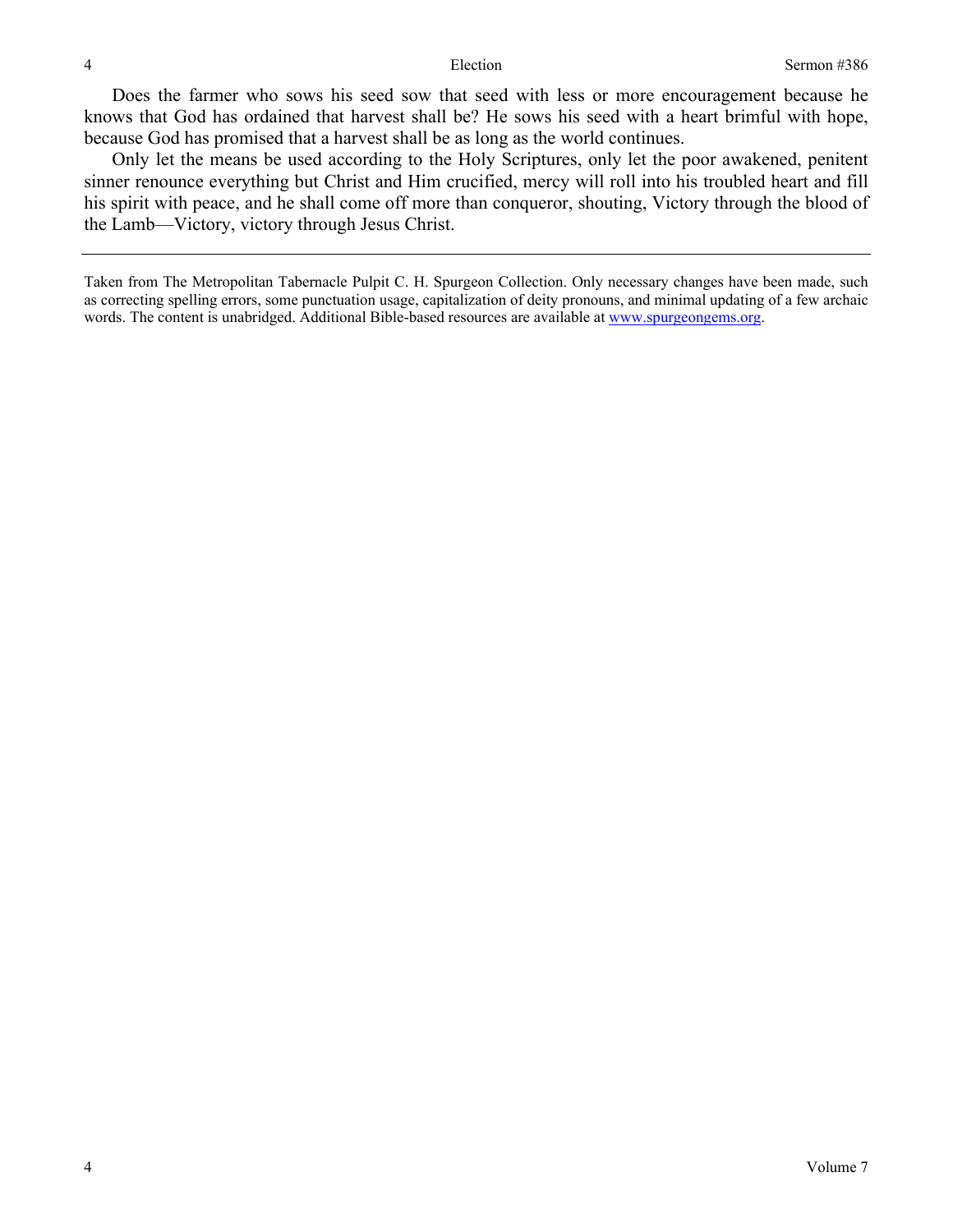Does the farmer who sows his seed sow that seed with less or more encouragement because he knows that God has ordained that harvest shall be? He sows his seed with a heart brimful with hope, because God has promised that a harvest shall be as long as the world continues.

Only let the means be used according to the Holy Scriptures, only let the poor awakened, penitent sinner renounce everything but Christ and Him crucified, mercy will roll into his troubled heart and fill his spirit with peace, and he shall come off more than conqueror, shouting, Victory through the blood of the Lamb—Victory, victory through Jesus Christ.

---

Taken from The Metropolitan Tabernacle Pulpit C. H. Spurgeon Collection. Only necessary changes have been made, such as correcting spelling errors, some punctuation usage, capitalization of deity pronouns, and minimal updating of a few archaic words. The content is unabridged. Additional Bible-based resources are available at [www.spurgeongems.org](http://www.spurgeongems.org).